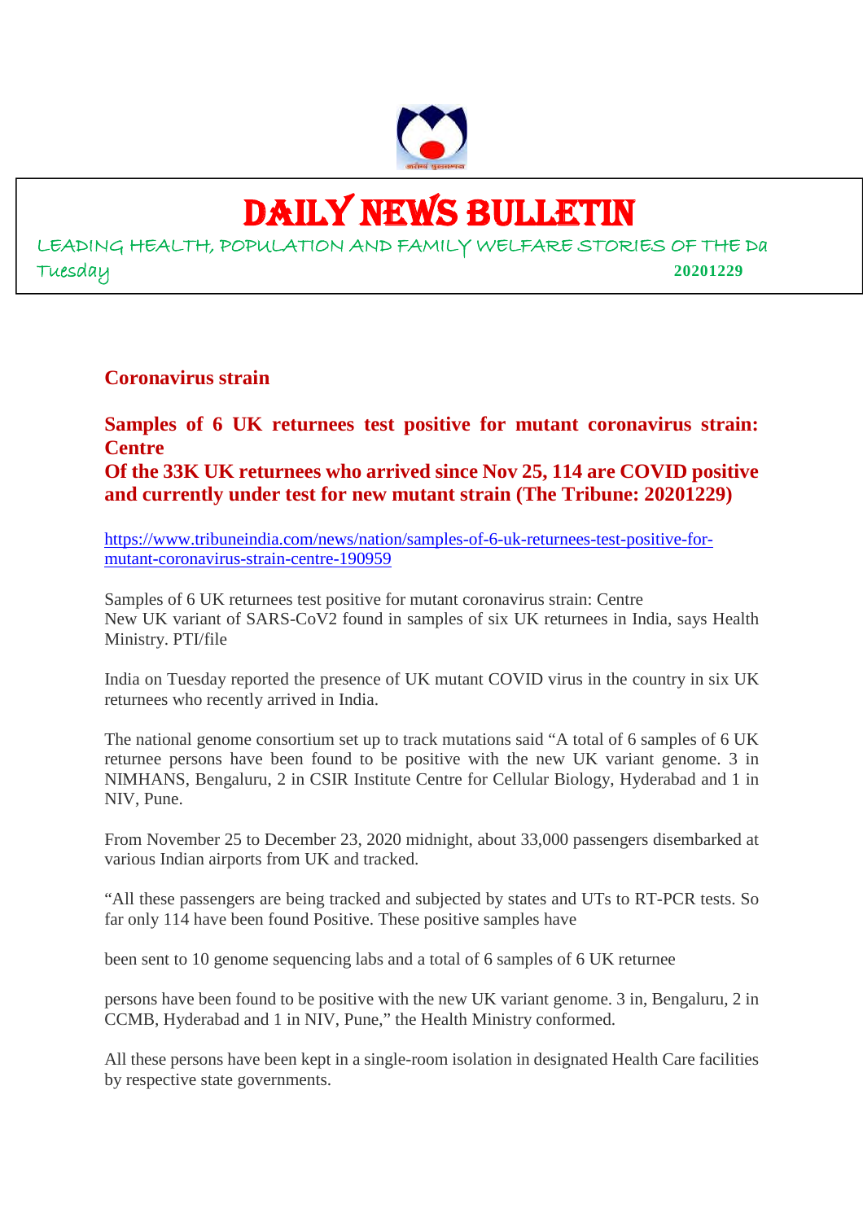# DAILY NEWS BULLETIN

LEADING HEALTH, POPULATION AND FAMILY WELFARE STORIES OF THE Da

Tuesday **20201229**

## Coronavirus strain

### Samples of 6 UK returnees test positive for mutant coronavirus strain: Centre

### Of the 33K UK returnees who arrived since Nov 25, 114 are COVID positive and currently under test for new mutant strain (The Tribune: 20201229)

https://www.tribuneindia.com/news/nation/samples-of-6-uk-returnees-test-positive-for-mutant-coronavirus-strain-centre-190959

Samples of 6 UK returnees test positive for mutant coronavirus strain: Centre
New UK variant of SARS-CoV2 found in samples of six UK returnees in India, says Health Ministry. PTI/file

India on Tuesday reported the presence of UK mutant COVID virus in the country in six UK returnees who recently arrived in India.

The national genome consortium set up to track mutations said "A total of 6 samples of 6 UK returnee persons have been found to be positive with the new UK variant genome. 3 in NIMHANS, Bengaluru, 2 in CSIR Institute Centre for Cellular Biology, Hyderabad and 1 in NIV, Pune.

From November 25 to December 23, 2020 midnight, about 33,000 passengers disembarked at various Indian airports from UK and tracked.

"All these passengers are being tracked and subjected by states and UTs to RT-PCR tests. So far only 114 have been found Positive. These positive samples have

been sent to 10 genome sequencing labs and a total of 6 samples of 6 UK returnee

persons have been found to be positive with the new UK variant genome. 3 in, Bengaluru, 2 in CCMB, Hyderabad and 1 in NIV, Pune," the Health Ministry conformed.

All these persons have been kept in a single-room isolation in designated Health Care facilities by respective state governments.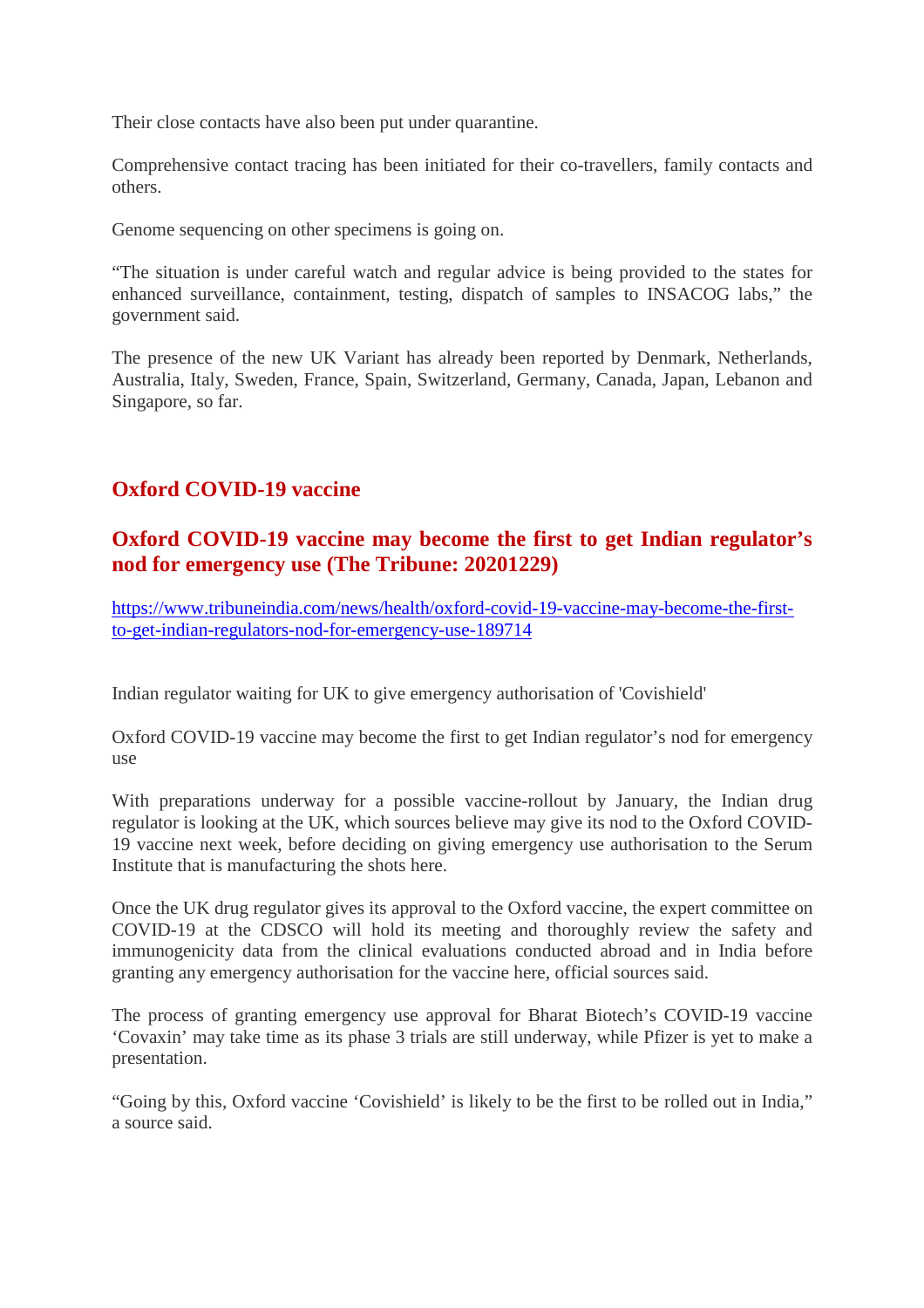Their close contacts have also been put under quarantine.

Comprehensive contact tracing has been initiated for their co-travellers, family contacts and others.

Genome sequencing on other specimens is going on.

"The situation is under careful watch and regular advice is being provided to the states for enhanced surveillance, containment, testing, dispatch of samples to INSACOG labs," the government said.

The presence of the new UK Variant has already been reported by Denmark, Netherlands, Australia, Italy, Sweden, France, Spain, Switzerland, Germany, Canada, Japan, Lebanon and Singapore, so far.

## Oxford COVID-19 vaccine

## Oxford COVID-19 vaccine may become the first to get Indian regulator's nod for emergency use (The Tribune: 20201229)

https://www.tribuneindia.com/news/health/oxford-covid-19-vaccine-may-become-the-first-to-get-indian-regulators-nod-for-emergency-use-189714

Indian regulator waiting for UK to give emergency authorisation of 'Covishield'

Oxford COVID-19 vaccine may become the first to get Indian regulator's nod for emergency use

With preparations underway for a possible vaccine-rollout by January, the Indian drug regulator is looking at the UK, which sources believe may give its nod to the Oxford COVID-19 vaccine next week, before deciding on giving emergency use authorisation to the Serum Institute that is manufacturing the shots here.

Once the UK drug regulator gives its approval to the Oxford vaccine, the expert committee on COVID-19 at the CDSCO will hold its meeting and thoroughly review the safety and immunogenicity data from the clinical evaluations conducted abroad and in India before granting any emergency authorisation for the vaccine here, official sources said.

The process of granting emergency use approval for Bharat Biotech's COVID-19 vaccine 'Covaxin' may take time as its phase 3 trials are still underway, while Pfizer is yet to make a presentation.

"Going by this, Oxford vaccine 'Covishield' is likely to be the first to be rolled out in India," a source said.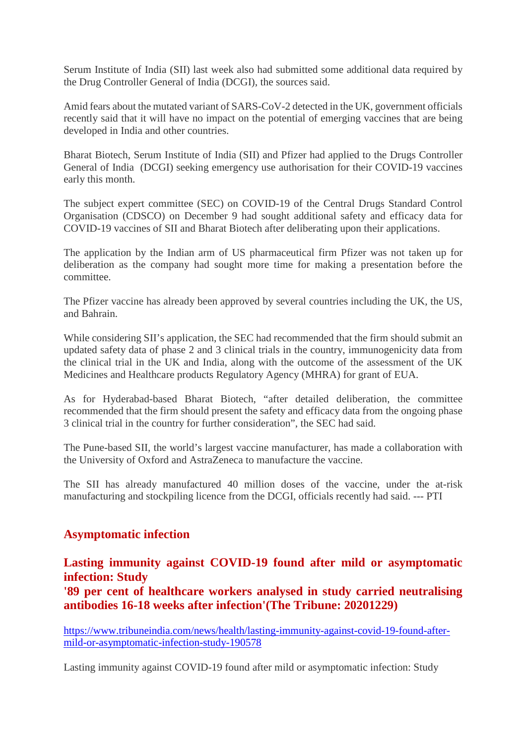Serum Institute of India (SII) last week also had submitted some additional data required by the Drug Controller General of India (DCGI), the sources said.

Amid fears about the mutated variant of SARS-CoV-2 detected in the UK, government officials recently said that it will have no impact on the potential of emerging vaccines that are being developed in India and other countries.

Bharat Biotech, Serum Institute of India (SII) and Pfizer had applied to the Drugs Controller General of India (DCGI) seeking emergency use authorisation for their COVID-19 vaccines early this month.

The subject expert committee (SEC) on COVID-19 of the Central Drugs Standard Control Organisation (CDSCO) on December 9 had sought additional safety and efficacy data for COVID-19 vaccines of SII and Bharat Biotech after deliberating upon their applications.

The application by the Indian arm of US pharmaceutical firm Pfizer was not taken up for deliberation as the company had sought more time for making a presentation before the committee.

The Pfizer vaccine has already been approved by several countries including the UK, the US, and Bahrain.

While considering SII's application, the SEC had recommended that the firm should submit an updated safety data of phase 2 and 3 clinical trials in the country, immunogenicity data from the clinical trial in the UK and India, along with the outcome of the assessment of the UK Medicines and Healthcare products Regulatory Agency (MHRA) for grant of EUA.

As for Hyderabad-based Bharat Biotech, "after detailed deliberation, the committee recommended that the firm should present the safety and efficacy data from the ongoing phase 3 clinical trial in the country for further consideration", the SEC had said.

The Pune-based SII, the world's largest vaccine manufacturer, has made a collaboration with the University of Oxford and AstraZeneca to manufacture the vaccine.

The SII has already manufactured 40 million doses of the vaccine, under the at-risk manufacturing and stockpiling licence from the DCGI, officials recently had said. --- PTI

## Asymptomatic infection

### Lasting immunity against COVID-19 found after mild or asymptomatic infection: Study
### '89 per cent of healthcare workers analysed in study carried neutralising antibodies 16-18 weeks after infection'(The Tribune: 20201229)

https://www.tribuneindia.com/news/health/lasting-immunity-against-covid-19-found-after-mild-or-asymptomatic-infection-study-190578

Lasting immunity against COVID-19 found after mild or asymptomatic infection: Study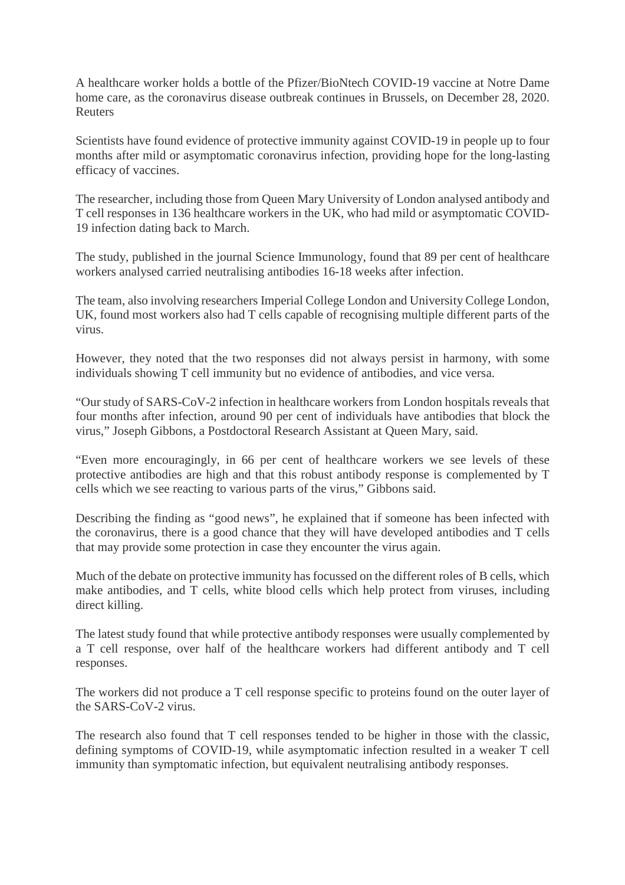A healthcare worker holds a bottle of the Pfizer/BioNtech COVID-19 vaccine at Notre Dame home care, as the coronavirus disease outbreak continues in Brussels, on December 28, 2020. Reuters

Scientists have found evidence of protective immunity against COVID-19 in people up to four months after mild or asymptomatic coronavirus infection, providing hope for the long-lasting efficacy of vaccines.

The researcher, including those from Queen Mary University of London analysed antibody and T cell responses in 136 healthcare workers in the UK, who had mild or asymptomatic COVID-19 infection dating back to March.

The study, published in the journal Science Immunology, found that 89 per cent of healthcare workers analysed carried neutralising antibodies 16-18 weeks after infection.

The team, also involving researchers Imperial College London and University College London, UK, found most workers also had T cells capable of recognising multiple different parts of the virus.

However, they noted that the two responses did not always persist in harmony, with some individuals showing T cell immunity but no evidence of antibodies, and vice versa.

"Our study of SARS-CoV-2 infection in healthcare workers from London hospitals reveals that four months after infection, around 90 per cent of individuals have antibodies that block the virus," Joseph Gibbons, a Postdoctoral Research Assistant at Queen Mary, said.

"Even more encouragingly, in 66 per cent of healthcare workers we see levels of these protective antibodies are high and that this robust antibody response is complemented by T cells which we see reacting to various parts of the virus," Gibbons said.

Describing the finding as "good news", he explained that if someone has been infected with the coronavirus, there is a good chance that they will have developed antibodies and T cells that may provide some protection in case they encounter the virus again.

Much of the debate on protective immunity has focussed on the different roles of B cells, which make antibodies, and T cells, white blood cells which help protect from viruses, including direct killing.

The latest study found that while protective antibody responses were usually complemented by a T cell response, over half of the healthcare workers had different antibody and T cell responses.

The workers did not produce a T cell response specific to proteins found on the outer layer of the SARS-CoV-2 virus.

The research also found that T cell responses tended to be higher in those with the classic, defining symptoms of COVID-19, while asymptomatic infection resulted in a weaker T cell immunity than symptomatic infection, but equivalent neutralising antibody responses.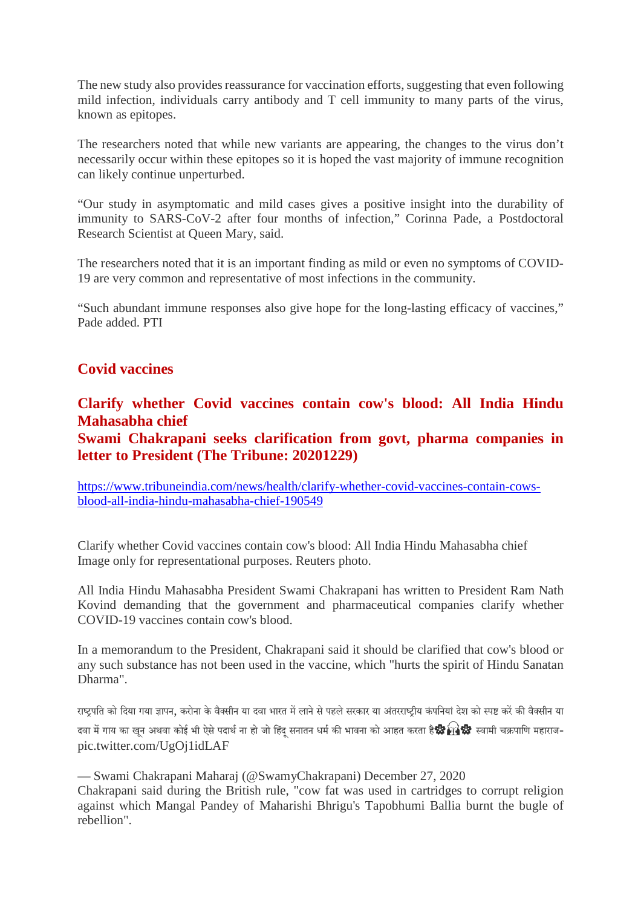The new study also provides reassurance for vaccination efforts, suggesting that even following mild infection, individuals carry antibody and T cell immunity to many parts of the virus, known as epitopes.

The researchers noted that while new variants are appearing, the changes to the virus don't necessarily occur within these epitopes so it is hoped the vast majority of immune recognition can likely continue unperturbed.

"Our study in asymptomatic and mild cases gives a positive insight into the durability of immunity to SARS-CoV-2 after four months of infection," Corinna Pade, a Postdoctoral Research Scientist at Queen Mary, said.

The researchers noted that it is an important finding as mild or even no symptoms of COVID-19 are very common and representative of most infections in the community.

"Such abundant immune responses also give hope for the long-lasting efficacy of vaccines," Pade added. PTI

## Covid vaccines

### Clarify whether Covid vaccines contain cow's blood: All India Hindu Mahasabha chief
### Swami Chakrapani seeks clarification from govt, pharma companies in letter to President (The Tribune: 20201229)

https://www.tribuneindia.com/news/health/clarify-whether-covid-vaccines-contain-cows-blood-all-india-hindu-mahasabha-chief-190549

Clarify whether Covid vaccines contain cow's blood: All India Hindu Mahasabha chief
Image only for representational purposes. Reuters photo.

All India Hindu Mahasabha President Swami Chakrapani has written to President Ram Nath Kovind demanding that the government and pharmaceutical companies clarify whether COVID-19 vaccines contain cow's blood.

In a memorandum to the President, Chakrapani said it should be clarified that cow's blood or any such substance has not been used in the vaccine, which "hurts the spirit of Hindu Sanatan Dharma".

राष्ट्रपति को दिया गया ज्ञापन, करोना के वैक्सीन या दवा भारत में लाने से पहले सरकार या अंतरराष्ट्रीय कंपनियां देश को स्पष्ट करें की वैक्सीन या दवा में गाय का खून अथवा कोई भी ऐसे पदार्थ ना हो जो हिंदू सनातन धर्म की भावना को आहत करता है🌼🙏🌼 स्वामी चक्रपाणि महाराज- pic.twitter.com/UgOj1idLAF

— Swami Chakrapani Maharaj (@SwamyChakrapani) December 27, 2020
Chakrapani said during the British rule, "cow fat was used in cartridges to corrupt religion against which Mangal Pandey of Maharishi Bhrigu's Tapobhumi Ballia burnt the bugle of rebellion".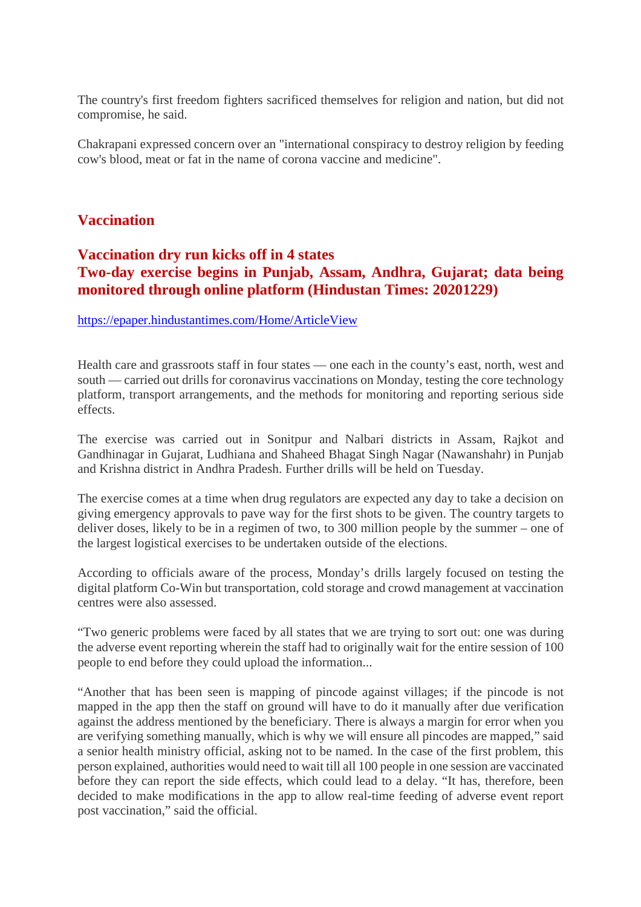The country's first freedom fighters sacrificed themselves for religion and nation, but did not compromise, he said.

Chakrapani expressed concern over an "international conspiracy to destroy religion by feeding cow's blood, meat or fat in the name of corona vaccine and medicine".

## Vaccination

### Vaccination dry run kicks off in 4 states
### Two-day exercise begins in Punjab, Assam, Andhra, Gujarat; data being monitored through online platform (Hindustan Times: 20201229)

https://epaper.hindustantimes.com/Home/ArticleView

Health care and grassroots staff in four states — one each in the county's east, north, west and south — carried out drills for coronavirus vaccinations on Monday, testing the core technology platform, transport arrangements, and the methods for monitoring and reporting serious side effects.

The exercise was carried out in Sonitpur and Nalbari districts in Assam, Rajkot and Gandhinagar in Gujarat, Ludhiana and Shaheed Bhagat Singh Nagar (Nawanshahr) in Punjab and Krishna district in Andhra Pradesh. Further drills will be held on Tuesday.

The exercise comes at a time when drug regulators are expected any day to take a decision on giving emergency approvals to pave way for the first shots to be given. The country targets to deliver doses, likely to be in a regimen of two, to 300 million people by the summer – one of the largest logistical exercises to be undertaken outside of the elections.

According to officials aware of the process, Monday's drills largely focused on testing the digital platform Co-Win but transportation, cold storage and crowd management at vaccination centres were also assessed.

"Two generic problems were faced by all states that we are trying to sort out: one was during the adverse event reporting wherein the staff had to originally wait for the entire session of 100 people to end before they could upload the information...

"Another that has been seen is mapping of pincode against villages; if the pincode is not mapped in the app then the staff on ground will have to do it manually after due verification against the address mentioned by the beneficiary. There is always a margin for error when you are verifying something manually, which is why we will ensure all pincodes are mapped," said a senior health ministry official, asking not to be named. In the case of the first problem, this person explained, authorities would need to wait till all 100 people in one session are vaccinated before they can report the side effects, which could lead to a delay. "It has, therefore, been decided to make modifications in the app to allow real-time feeding of adverse event report post vaccination," said the official.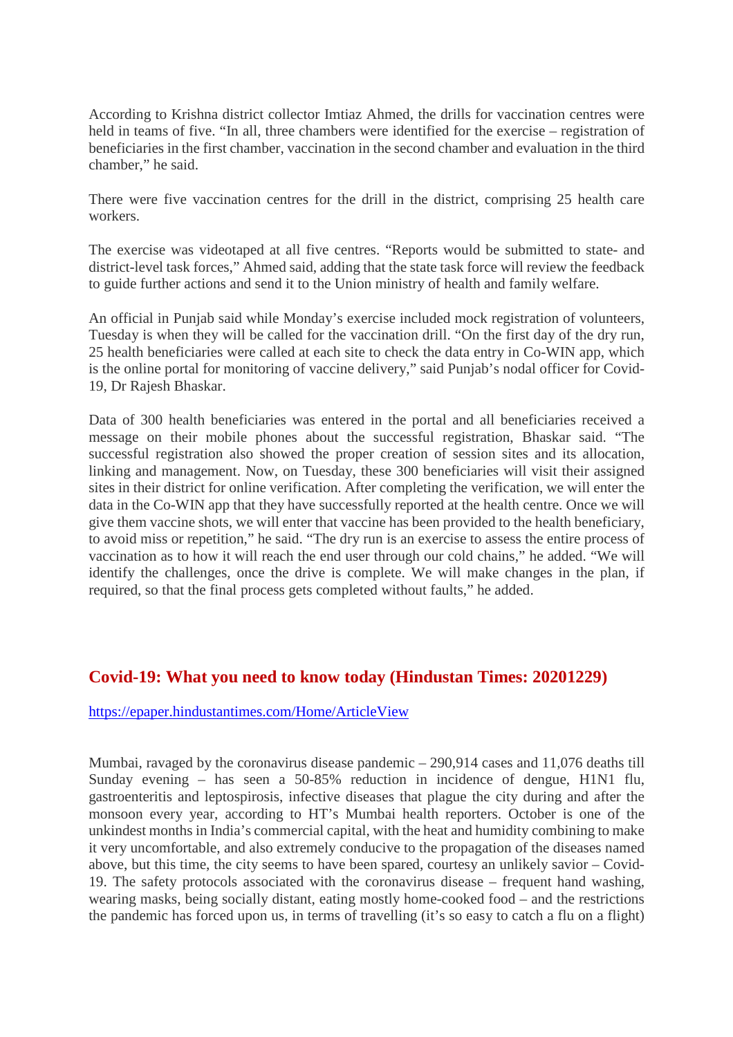According to Krishna district collector Imtiaz Ahmed, the drills for vaccination centres were held in teams of five. "In all, three chambers were identified for the exercise – registration of beneficiaries in the first chamber, vaccination in the second chamber and evaluation in the third chamber," he said.

There were five vaccination centres for the drill in the district, comprising 25 health care workers.

The exercise was videotaped at all five centres. "Reports would be submitted to state- and district-level task forces," Ahmed said, adding that the state task force will review the feedback to guide further actions and send it to the Union ministry of health and family welfare.

An official in Punjab said while Monday's exercise included mock registration of volunteers, Tuesday is when they will be called for the vaccination drill. "On the first day of the dry run, 25 health beneficiaries were called at each site to check the data entry in Co-WIN app, which is the online portal for monitoring of vaccine delivery," said Punjab's nodal officer for Covid-19, Dr Rajesh Bhaskar.

Data of 300 health beneficiaries was entered in the portal and all beneficiaries received a message on their mobile phones about the successful registration, Bhaskar said. "The successful registration also showed the proper creation of session sites and its allocation, linking and management. Now, on Tuesday, these 300 beneficiaries will visit their assigned sites in their district for online verification. After completing the verification, we will enter the data in the Co-WIN app that they have successfully reported at the health centre. Once we will give them vaccine shots, we will enter that vaccine has been provided to the health beneficiary, to avoid miss or repetition," he said. "The dry run is an exercise to assess the entire process of vaccination as to how it will reach the end user through our cold chains," he added. "We will identify the challenges, once the drive is complete. We will make changes in the plan, if required, so that the final process gets completed without faults," he added.

## Covid-19: What you need to know today (Hindustan Times: 20201229)

https://epaper.hindustantimes.com/Home/ArticleView

Mumbai, ravaged by the coronavirus disease pandemic – 290,914 cases and 11,076 deaths till Sunday evening – has seen a 50-85% reduction in incidence of dengue, H1N1 flu, gastroenteritis and leptospirosis, infective diseases that plague the city during and after the monsoon every year, according to HT's Mumbai health reporters. October is one of the unkindest months in India's commercial capital, with the heat and humidity combining to make it very uncomfortable, and also extremely conducive to the propagation of the diseases named above, but this time, the city seems to have been spared, courtesy an unlikely savior – Covid-19. The safety protocols associated with the coronavirus disease – frequent hand washing, wearing masks, being socially distant, eating mostly home-cooked food – and the restrictions the pandemic has forced upon us, in terms of travelling (it's so easy to catch a flu on a flight)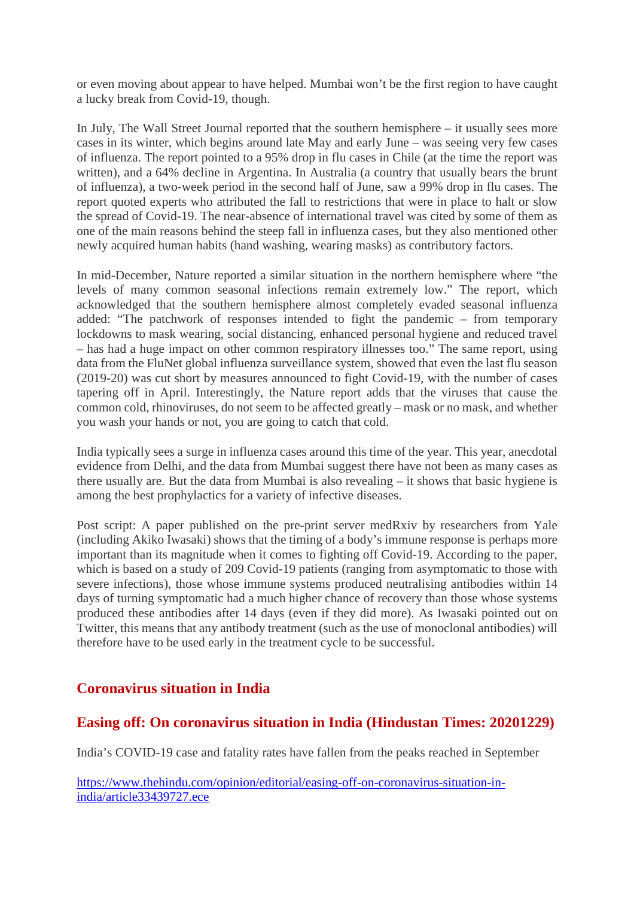or even moving about appear to have helped. Mumbai won't be the first region to have caught a lucky break from Covid-19, though.

In July, The Wall Street Journal reported that the southern hemisphere – it usually sees more cases in its winter, which begins around late May and early June – was seeing very few cases of influenza. The report pointed to a 95% drop in flu cases in Chile (at the time the report was written), and a 64% decline in Argentina. In Australia (a country that usually bears the brunt of influenza), a two-week period in the second half of June, saw a 99% drop in flu cases. The report quoted experts who attributed the fall to restrictions that were in place to halt or slow the spread of Covid-19. The near-absence of international travel was cited by some of them as one of the main reasons behind the steep fall in influenza cases, but they also mentioned other newly acquired human habits (hand washing, wearing masks) as contributory factors.

In mid-December, Nature reported a similar situation in the northern hemisphere where "the levels of many common seasonal infections remain extremely low." The report, which acknowledged that the southern hemisphere almost completely evaded seasonal influenza added: "The patchwork of responses intended to fight the pandemic – from temporary lockdowns to mask wearing, social distancing, enhanced personal hygiene and reduced travel – has had a huge impact on other common respiratory illnesses too." The same report, using data from the FluNet global influenza surveillance system, showed that even the last flu season (2019-20) was cut short by measures announced to fight Covid-19, with the number of cases tapering off in April. Interestingly, the Nature report adds that the viruses that cause the common cold, rhinoviruses, do not seem to be affected greatly – mask or no mask, and whether you wash your hands or not, you are going to catch that cold.

India typically sees a surge in influenza cases around this time of the year. This year, anecdotal evidence from Delhi, and the data from Mumbai suggest there have not been as many cases as there usually are. But the data from Mumbai is also revealing – it shows that basic hygiene is among the best prophylactics for a variety of infective diseases.

Post script: A paper published on the pre-print server medRxiv by researchers from Yale (including Akiko Iwasaki) shows that the timing of a body's immune response is perhaps more important than its magnitude when it comes to fighting off Covid-19. According to the paper, which is based on a study of 209 Covid-19 patients (ranging from asymptomatic to those with severe infections), those whose immune systems produced neutralising antibodies within 14 days of turning symptomatic had a much higher chance of recovery than those whose systems produced these antibodies after 14 days (even if they did more). As Iwasaki pointed out on Twitter, this means that any antibody treatment (such as the use of monoclonal antibodies) will therefore have to be used early in the treatment cycle to be successful.

## Coronavirus situation in India

### Easing off: On coronavirus situation in India (Hindustan Times: 20201229)

India's COVID-19 case and fatality rates have fallen from the peaks reached in September

https://www.thehindu.com/opinion/editorial/easing-off-on-coronavirus-situation-in-india/article33439727.ece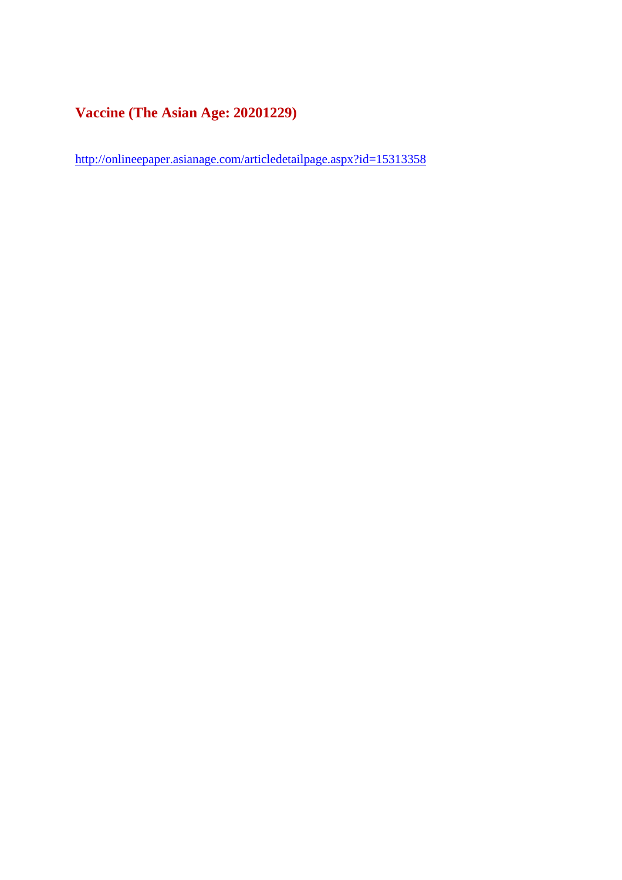## Vaccine (The Asian Age: 20201229)

http://onlineepaper.asianage.com/articledetailpage.aspx?id=15313358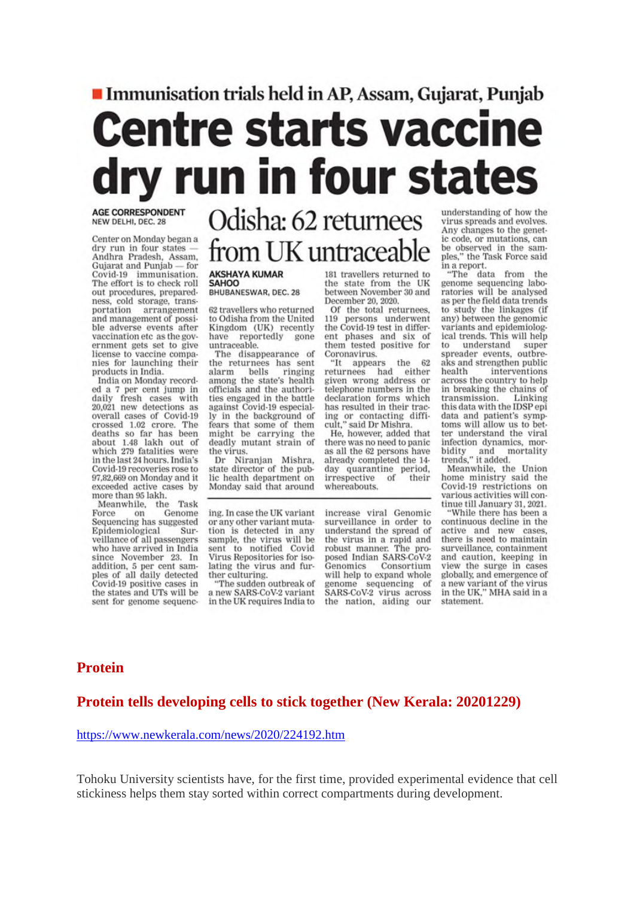■ Immunisation trials held in AP, Assam, Gujarat, Punjab

# Centre starts vaccine dry run in four states

**AGE CORRESPONDENT**
NEW DELHI, DEC. 28

Center on Monday began a dry run in four states — Andhra Pradesh, Assam, Gujarat and Punjab — for Covid-19 immunisation. The effort is to check roll out procedures, preparedness, cold storage, transportation arrangement and management of possible adverse events after vaccination etc as the government gets set to give license to vaccine companies for launching their products in India.

India on Monday recorded a 7 per cent jump in daily fresh cases with 20,021 new detections as overall cases of Covid-19 crossed 1.02 crore. The deaths so far has been about 1.48 lakh out of which 279 fatalities were in the last 24 hours. India's Covid-19 recoveries rose to 97,82,669 on Monday and it exceeded active cases by more than 95 lakh.

Meanwhile, the Task Force on Genome Sequencing has suggested Epidemiological Surveillance of all passengers who have arrived in India since November 23. In addition, 5 per cent samples of all daily detected Covid-19 positive cases in the states and UTs will be sent for genome sequencing. In case the UK variant or any other variant mutation is detected in any sample, the virus will be sent to notified Covid Virus Repositories for isolating the virus and further culturing.

"The sudden outbreak of a new SARS-CoV-2 variant in the UK requires India to increase viral Genomic surveillance in order to understand the spread of the virus in a rapid and robust manner. The proposed Indian SARS-CoV-2 Genomics Consortium will help to expand whole genome sequencing of SARS-CoV-2 virus across the nation, aiding our understanding of how the virus spreads and evolves. Any changes to the genetic code, or mutations, can be observed in the samples," the Task Force said in a report.

"The data from the genome sequencing laboratories will be analysed as per the field data trends to study the linkages (if any) between the genomic variants and epidemiological trends. This will help to understand super spreader events, outbreaks and strengthen public health interventions across the country to help in breaking the chains of transmission. Linking this data with the IDSP epi data and patient's symptoms will allow us to better understand the viral infection dynamics, morbidity and mortality trends," it added.

Meanwhile, the Union home ministry said the Covid-19 restrictions on various activities will continue till January 31, 2021.

"While there has been a continuous decline in the active and new cases, there is need to maintain surveillance, containment and caution, keeping in view the surge in cases globally, and emergence of a new variant of the virus in the UK," MHA said in a statement.

## Odisha: 62 returnees from UK untraceable

**AKSHAYA KUMAR SAHOO**
BHUBANESWAR, DEC. 28

62 travellers who returned to Odisha from the United Kingdom (UK) recently have reportedly gone untraceable.

The disappearance of the returnees has sent alarm bells ringing among the state's health officials and the authorities engaged in the battle against Covid-19 especially in the background of fears that some of them might be carrying the deadly mutant strain of the virus.

Dr Niranjan Mishra, state director of the public health department on Monday said that around 181 travellers returned to the state from the UK between November 30 and December 20, 2020.

Of the total returnees, 119 persons underwent the Covid-19 test in different phases and six of them tested positive for Coronavirus.

"It appears the 62 returnees had either given wrong address or telephone numbers in the declaration forms which has resulted in their tracing or contacting difficult," said Dr Mishra.

He, however, added that there was no need to panic as all the 62 persons have already completed the 14-day quarantine period, irrespective of their whereabouts.

## Protein

### Protein tells developing cells to stick together (New Kerala: 20201229)

https://www.newkerala.com/news/2020/224192.htm

Tohoku University scientists have, for the first time, provided experimental evidence that cell stickiness helps them stay sorted within correct compartments during development.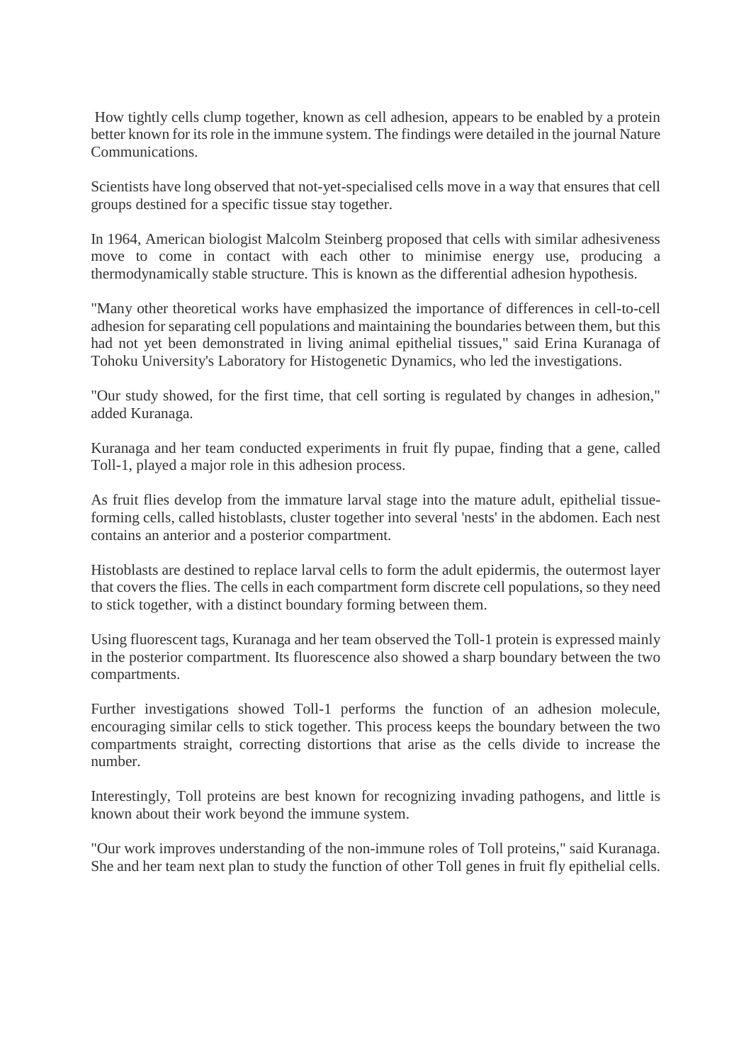How tightly cells clump together, known as cell adhesion, appears to be enabled by a protein better known for its role in the immune system. The findings were detailed in the journal Nature Communications.

Scientists have long observed that not-yet-specialised cells move in a way that ensures that cell groups destined for a specific tissue stay together.

In 1964, American biologist Malcolm Steinberg proposed that cells with similar adhesiveness move to come in contact with each other to minimise energy use, producing a thermodynamically stable structure. This is known as the differential adhesion hypothesis.

"Many other theoretical works have emphasized the importance of differences in cell-to-cell adhesion for separating cell populations and maintaining the boundaries between them, but this had not yet been demonstrated in living animal epithelial tissues," said Erina Kuranaga of Tohoku University's Laboratory for Histogenetic Dynamics, who led the investigations.

"Our study showed, for the first time, that cell sorting is regulated by changes in adhesion," added Kuranaga.

Kuranaga and her team conducted experiments in fruit fly pupae, finding that a gene, called Toll-1, played a major role in this adhesion process.

As fruit flies develop from the immature larval stage into the mature adult, epithelial tissue-forming cells, called histoblasts, cluster together into several 'nests' in the abdomen. Each nest contains an anterior and a posterior compartment.

Histoblasts are destined to replace larval cells to form the adult epidermis, the outermost layer that covers the flies. The cells in each compartment form discrete cell populations, so they need to stick together, with a distinct boundary forming between them.

Using fluorescent tags, Kuranaga and her team observed the Toll-1 protein is expressed mainly in the posterior compartment. Its fluorescence also showed a sharp boundary between the two compartments.

Further investigations showed Toll-1 performs the function of an adhesion molecule, encouraging similar cells to stick together. This process keeps the boundary between the two compartments straight, correcting distortions that arise as the cells divide to increase the number.

Interestingly, Toll proteins are best known for recognizing invading pathogens, and little is known about their work beyond the immune system.

"Our work improves understanding of the non-immune roles of Toll proteins," said Kuranaga. She and her team next plan to study the function of other Toll genes in fruit fly epithelial cells.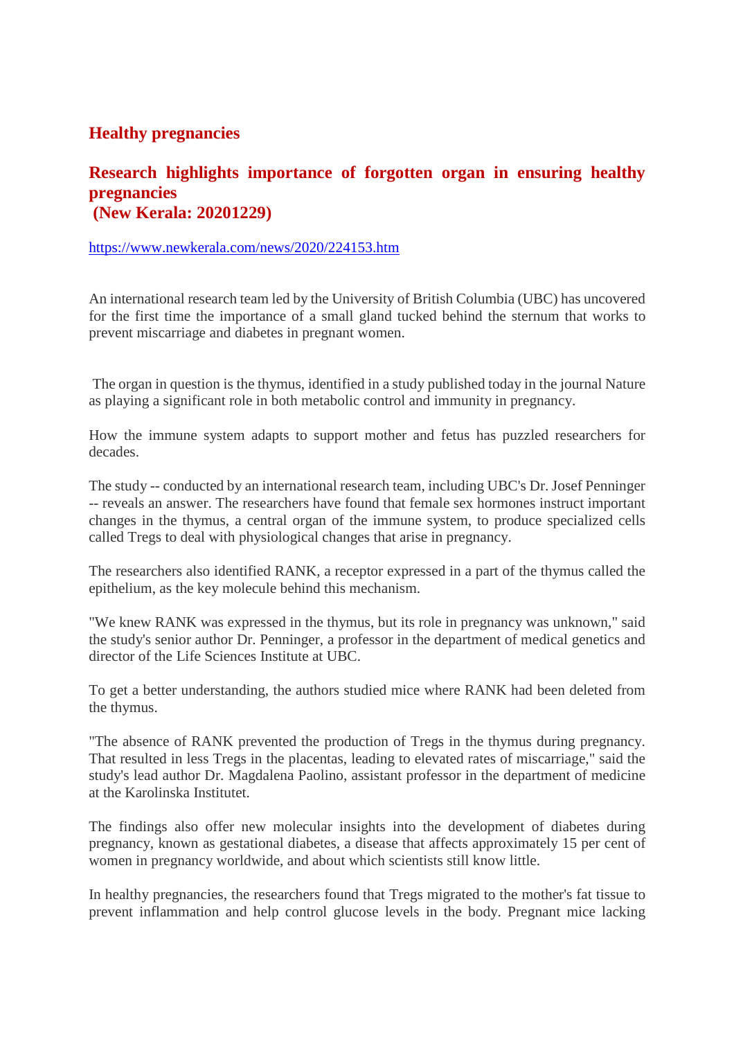## Healthy pregnancies

## Research highlights importance of forgotten organ in ensuring healthy pregnancies
## (New Kerala: 20201229)

https://www.newkerala.com/news/2020/224153.htm

An international research team led by the University of British Columbia (UBC) has uncovered for the first time the importance of a small gland tucked behind the sternum that works to prevent miscarriage and diabetes in pregnant women.

The organ in question is the thymus, identified in a study published today in the journal Nature as playing a significant role in both metabolic control and immunity in pregnancy.

How the immune system adapts to support mother and fetus has puzzled researchers for decades.

The study -- conducted by an international research team, including UBC's Dr. Josef Penninger -- reveals an answer. The researchers have found that female sex hormones instruct important changes in the thymus, a central organ of the immune system, to produce specialized cells called Tregs to deal with physiological changes that arise in pregnancy.

The researchers also identified RANK, a receptor expressed in a part of the thymus called the epithelium, as the key molecule behind this mechanism.

"We knew RANK was expressed in the thymus, but its role in pregnancy was unknown," said the study's senior author Dr. Penninger, a professor in the department of medical genetics and director of the Life Sciences Institute at UBC.

To get a better understanding, the authors studied mice where RANK had been deleted from the thymus.

"The absence of RANK prevented the production of Tregs in the thymus during pregnancy. That resulted in less Tregs in the placentas, leading to elevated rates of miscarriage," said the study's lead author Dr. Magdalena Paolino, assistant professor in the department of medicine at the Karolinska Institutet.

The findings also offer new molecular insights into the development of diabetes during pregnancy, known as gestational diabetes, a disease that affects approximately 15 per cent of women in pregnancy worldwide, and about which scientists still know little.

In healthy pregnancies, the researchers found that Tregs migrated to the mother's fat tissue to prevent inflammation and help control glucose levels in the body. Pregnant mice lacking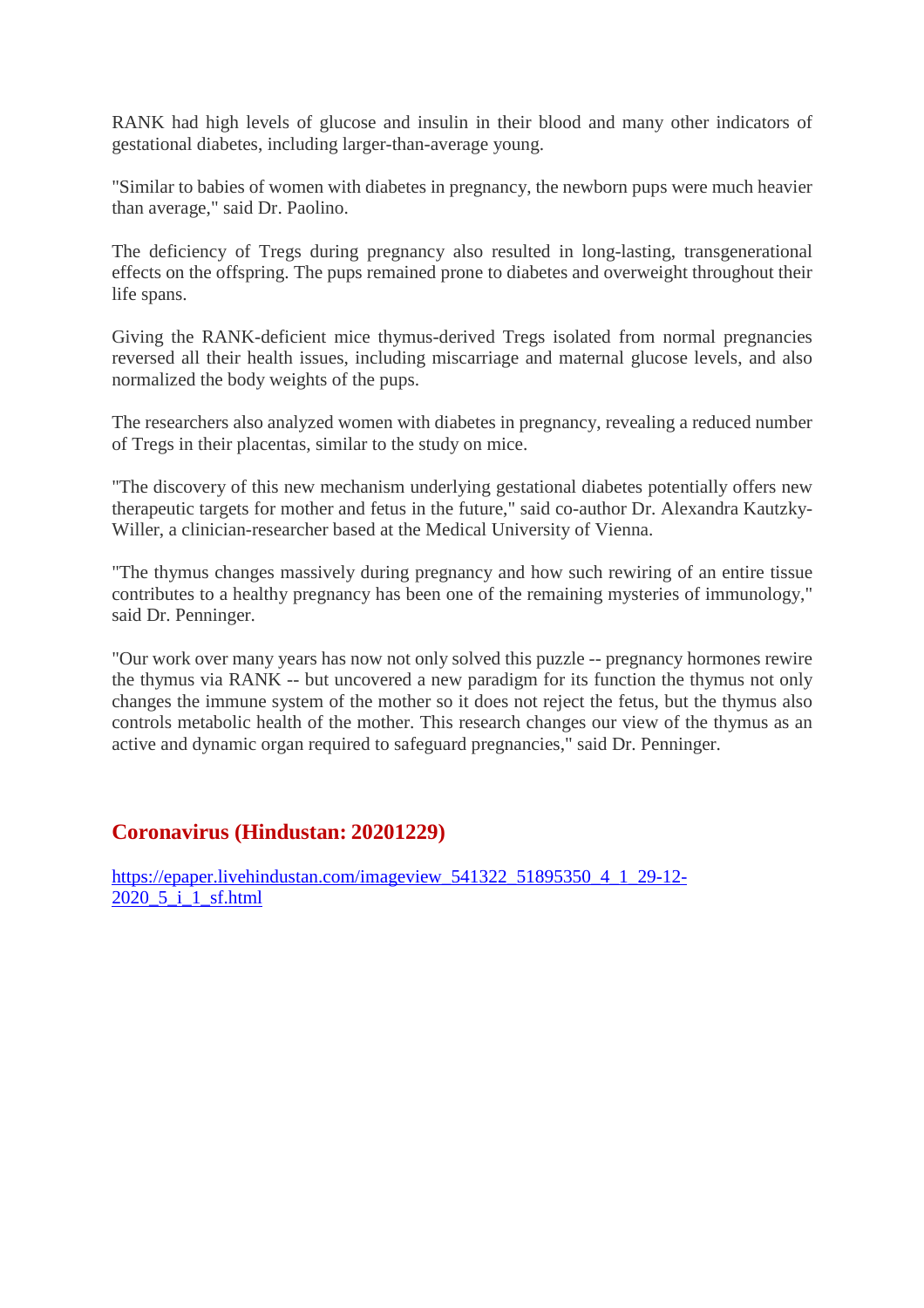RANK had high levels of glucose and insulin in their blood and many other indicators of gestational diabetes, including larger-than-average young.

"Similar to babies of women with diabetes in pregnancy, the newborn pups were much heavier than average," said Dr. Paolino.

The deficiency of Tregs during pregnancy also resulted in long-lasting, transgenerational effects on the offspring. The pups remained prone to diabetes and overweight throughout their life spans.

Giving the RANK-deficient mice thymus-derived Tregs isolated from normal pregnancies reversed all their health issues, including miscarriage and maternal glucose levels, and also normalized the body weights of the pups.

The researchers also analyzed women with diabetes in pregnancy, revealing a reduced number of Tregs in their placentas, similar to the study on mice.

"The discovery of this new mechanism underlying gestational diabetes potentially offers new therapeutic targets for mother and fetus in the future," said co-author Dr. Alexandra Kautzky-Willer, a clinician-researcher based at the Medical University of Vienna.

"The thymus changes massively during pregnancy and how such rewiring of an entire tissue contributes to a healthy pregnancy has been one of the remaining mysteries of immunology," said Dr. Penninger.

"Our work over many years has now not only solved this puzzle -- pregnancy hormones rewire the thymus via RANK -- but uncovered a new paradigm for its function the thymus not only changes the immune system of the mother so it does not reject the fetus, but the thymus also controls metabolic health of the mother. This research changes our view of the thymus as an active and dynamic organ required to safeguard pregnancies," said Dr. Penninger.

## Coronavirus (Hindustan: 20201229)

https://epaper.livehindustan.com/imageview_541322_51895350_4_1_29-12-2020_5_i_1_sf.html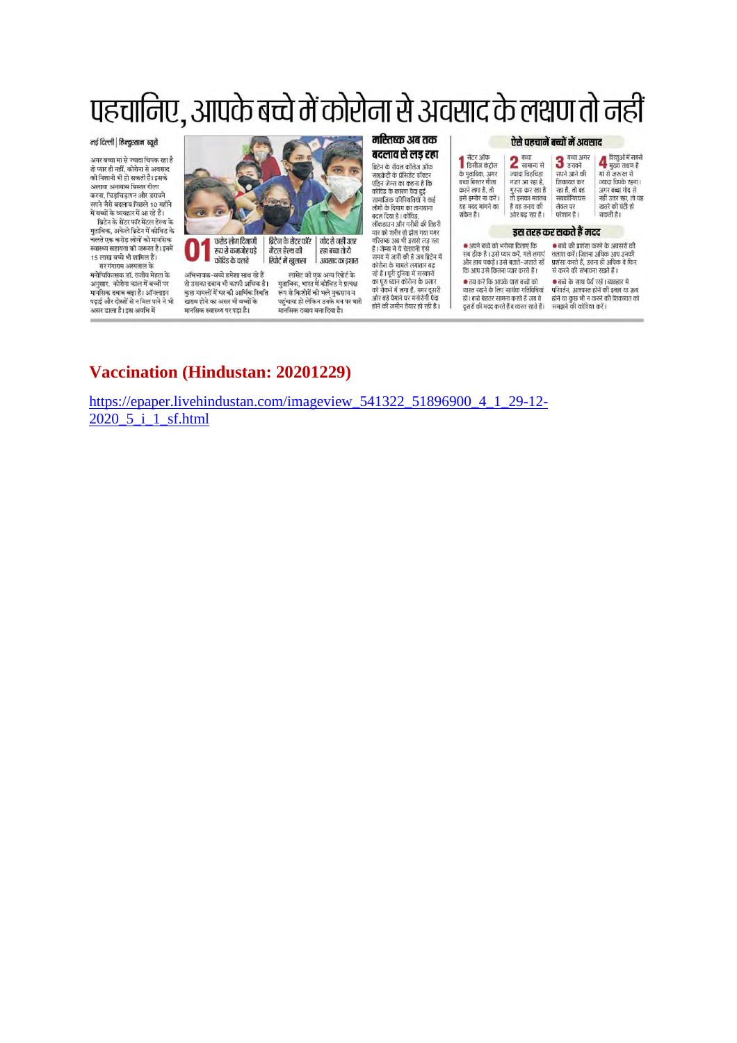# पहचानिए, आपके बच्चे में कोरोना से अवसाद के लक्षण तो नहीं

नई दिल्ली | हिन्दुस्तान ब्यूरो

अगर बच्चा मां से ज्यादा चिपक रहा है तो प्यार ही नहीं, कोरोना से अवसाद की निशानी भी हो सकती है। इसके अलावा अनायास बिस्तर गीला करना, चिड़चिड़ापन और डरावने सपने जैसे बदलाव पिछले 10 महीने में बच्चों के व्यवहार में आ रहे हैं।

ब्रिटेन के सेंटर फॉर मेंटल हेल्थ के मुताबिक, अकेले ब्रिटेन में कोविड के चलते एक करोड़ लोगों को मानसिक स्वास्थ्य सहायता की जरूरत है। इनमें 15 लाख बच्चे भी शामिल हैं।

सर गंगाराम अस्पताल के मनोचिकित्सक डॉ. राजीव मेहता के अनुसार, कोरोना काल में बच्चों पर मानसिक दबाव बढ़ा है। ऑनलाइन पढ़ाई और दोस्तों से न मिल पाने ने भी असर डाला है। इस अवधि में अभिभावक-बच्चे हमेशा साथ रहे हैं तो उसका दबाव भी काफी अधिक है। कुछ मामलों में घर की आर्थिक स्थिति खराब होने का असर भी बच्चों के मानसिक स्वास्थ्य पर पड़ा है।

लांसेट की एक अन्य रिपोर्ट के मुताबिक, भारत में कोविड ने प्रत्यक्ष रूप से किशोरों को भले नुकसान न पहुंचाया हो लेकिन उनके मन पर भारी मानसिक दबाव बना दिया है।

**01 करोड़ लोग दिमागी रूप से कमजोर पड़े कोविड के चलते**

**ब्रिटेन के सेंटर फॉर मेंटल हेल्थ की रिपोर्ट में खुलासा**

**गोद से नहीं उतर रहा बच्चा तो ये अवसाद का इशारा**

## मस्तिष्क अब तक बदलाव से लड़ रहा

ब्रिटेन के रॉयल कॉलेज ऑफ साइकेट्री के प्रेसिडेंट डॉक्टर एड्रिन जेम्स का कहना है कि कोविड के कारण पैदा हुई सामाजिक परिस्थितियों ने कई लोगों के दिमाग का तानाबाना बदल दिया है। कोविड, लॉकडाउन और गरीबी की तिहरी मार को शरीर तो झेल गया मगर मस्तिष्क अब भी इससे लड़ रहा है। जेम्स ने ये चेतावनी ऐसे समय में जारी की है जब ब्रिटेन में कोरोना के मामले लगातार बढ़ रहे हैं। पूरी दुनिया में सरकारों का पूरा ध्यान कोरोना के प्रसार को रोकने में लगा है, मगर दूसरी और बड़े पैमाने पर मनोरोगी पैदा होने की जमीन तैयार हो रही है।

## ऐसे पहचानें बच्चों में अवसाद

1. सेंटर ऑफ डिसीज कंट्रोल के मुताबिक, अगर बच्चा बिस्तर गीला करने लगा है, तो इसे इग्नोर ना करें। यह मदद मांगने का संकेत है।
2. बच्चा सामान्य से ज्यादा चिड़चिड़ा नजर आ रहा है, गुस्सा कर रहा है तो इसका मतलब है वह तनाव की ओर बढ़ रहा है।
3. बच्चा अगर डरावने सपने आने की शिकायत कर रहा है, तो वह सबकॉन्शियस लेवल पर परेशान है।
4. शिशुओं में सबसे मुख्य लक्षण है मां से जरूरत से ज्यादा चिपके रहना। अगर बच्चा गोद से नहीं उतर रहा, तो यह खतरे की घंटी हो सकती है।

## इस तरह कर सकते हैं मदद

- अपने बच्चे को भरोसा दिलाएं कि सब ठीक है। उसे प्यार करें, गले लगाएं और हाथ पकड़ें। उसे बताते-जताते रहें कि आप उसे कितना प्यार करते हैं।
- तय करें कि आपके पास बच्चों को व्यस्त रखने के लिए सार्थक गतिविधियां हों। बच्चे बेहतर सामना करते हैं जब वे दूसरों की मदद करते हैं व व्यस्त रहते हैं।
- बच्चे की प्रशंसा करने के अवसरों की तलाश करें। जितना अधिक आप उनकी प्रशंसा करते हैं, उतना ही अधिक वे फिर से करने की संभावना रखते हैं।
- बच्चे के साथ धैर्य रखें। व्यवहार में परिवर्तन, आश्वस्त होने की इच्छा या ऊब होने या कुछ भी न करने की शिकायत को समझने की कोशिश करें।

## Vaccination (Hindustan: 20201229)

https://epaper.livehindustan.com/imageview_541322_51896900_4_1_29-12-2020_5_i_1_sf.html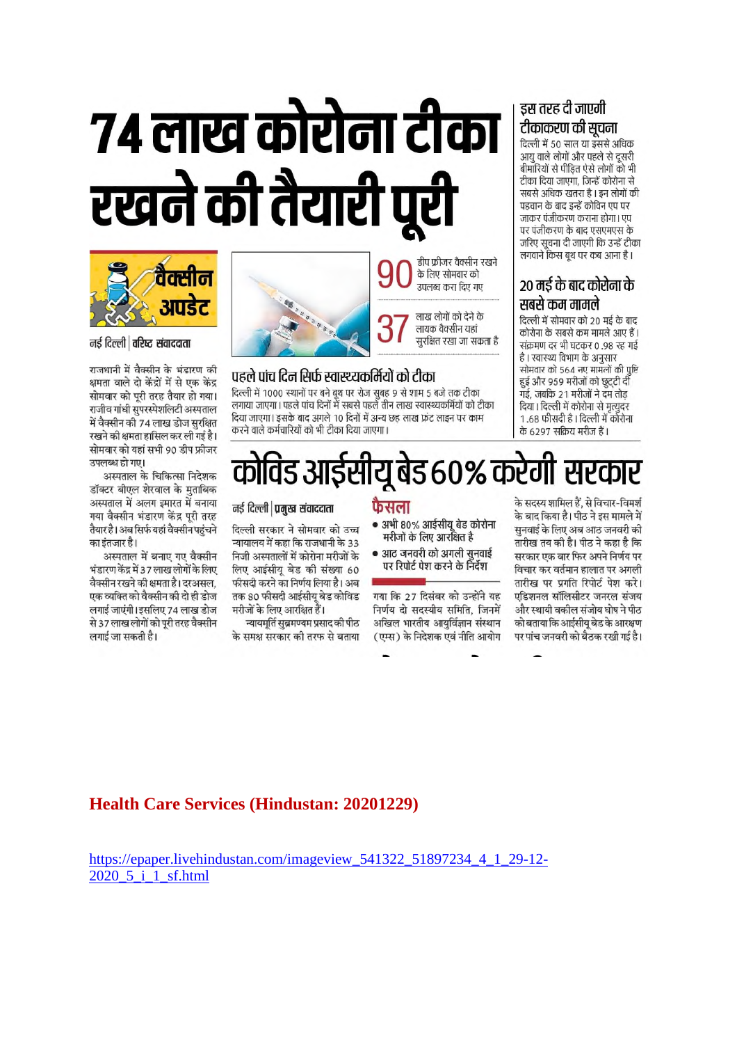# 74 लाख कोरोना टीका रखने की तैयारी पूरी

वैक्सीन अपडेट

नई दिल्ली | वरिष्ठ संवाददाता

राजधानी में वैक्सीन के भंडारण की क्षमता वाले दो केंद्रों में से एक केंद्र सोमवार को पूरी तरह तैयार हो गया। राजीव गांधी सुपरस्पेशलिटी अस्पताल में वैक्सीन की 74 लाख डोज सुरक्षित रखने की क्षमता हासिल कर ली गई है। सोमवार को यहां सभी 90 डीप फ्रीजर उपलब्ध हो गए।

अस्पताल के चिकित्सा निदेशक डॉक्टर बीएल शेरवाल के मुताबिक अस्पताल में अलग इमारत में बनाया गया वैक्सीन भंडारण केंद्र पूरी तरह तैयार है। अब सिर्फ यहां वैक्सीन पहुंचने का इंतजार है।

अस्पताल में बनाए गए वैक्सीन भंडारण केंद्र में 37 लाख लोगों के लिए वैक्सीन रखने की क्षमता है। दरअसल, एक व्यक्ति को वैक्सीन की दो ही डोज लगाई जाएंगी। इसलिए 74 लाख डोज से 37 लाख लोगों को पूरी तरह वैक्सीन लगाई जा सकती है।

**90** डीप फ्रीजर वैक्सीन रखने के लिए सोमवार को उपलब्ध करा दिए गए

**37** लाख लोगों को देने के लायक वैक्सीन यहां सुरक्षित रखा जा सकता है

## पहले पांच दिन सिर्फ स्वास्थ्यकर्मियों को टीका

दिल्ली में 1000 स्थानों पर बने बूथ पर रोज सुबह 9 से शाम 5 बजे तक टीका लगाया जाएगा। पहले पांच दिनों में सबसे पहले तीन लाख स्वास्थ्यकर्मियों को टीका दिया जाएगा। इसके बाद अगले 10 दिनों में अन्य छह लाख फ्रंट लाइन पर काम करने वाले कर्मचारियों को भी टीका दिया जाएगा।

## इस तरह दी जाएगी टीकाकरण की सूचना

दिल्ली में 50 साल या इससे अधिक आयु वाले लोगों और पहले से दूसरी बीमारियों से पीड़ित ऐसे लोगों को भी टीका दिया जाएगा, जिन्हें कोरोना से सबसे अधिक खतरा है। इन लोगों की पहचान के बाद इन्हें कोविन एप पर जाकर पंजीकरण कराना होगा। एप पर पंजीकरण के बाद एसएमएस के जरिए सूचना दी जाएगी कि उन्हें टीका लगवाने किस बूथ पर कब आना है।

## 20 मई के बाद कोरोना के सबसे कम मामले

दिल्ली में सोमवार को 20 मई के बाद कोरोना के सबसे कम मामले आए हैं। संक्रमण दर भी घटकर 0.98 रह गई है। स्वास्थ्य विभाग के अनुसार सोमवार को 564 नए मामलों की पुष्टि हुई और 959 मरीजों को छुट्टी दी गई, जबकि 21 मरीजों ने दम तोड़ दिया। दिल्ली में कोरोना से मृत्युदर 1.68 फीसदी है। दिल्ली में कोरोना के 6297 सक्रिय मरीज हैं।

# कोविड आईसीयू बेड 60% करेगी सरकार

नई दिल्ली | प्रमुख संवाददाता

दिल्ली सरकार ने सोमवार को उच्च न्यायालय में कहा कि राजधानी के 33 निजी अस्पतालों में कोरोना मरीजों के लिए आईसीयू बेड की संख्या 60 फीसदी करने का निर्णय लिया है। अब तक 80 फीसदी आईसीयू बेड कोविड मरीजों के लिए आरक्षित हैं।

न्यायमूर्ति सुब्रमण्यम प्रसाद की पीठ के समक्ष सरकार की तरफ से बताया गया कि 27 दिसंबर को उन्होंने यह निर्णय दो सदस्यीय समिति, जिनमें अखिल भारतीय आयुर्विज्ञान संस्थान (एम्स) के निदेशक एवं नीति आयोग के सदस्य शामिल हैं, से विचार-विमर्श के बाद किया है। पीठ ने इस मामले में सुनवाई के लिए अब आठ जनवरी की तारीख तय की है। पीठ ने कहा है कि सरकार एक बार फिर अपने निर्णय पर विचार कर वर्तमान हालात पर अगली तारीख पर प्रगति रिपोर्ट पेश करे। एडिशनल सॉलिसीटर जनरल संजय और स्थायी वकील संजोय घोष ने पीठ को बताया कि आईसीयू बेड के आरक्षण पर पांच जनवरी को बैठक रखी गई है।

**फैसला**

- अभी 80% आईसीयू बेड कोरोना मरीजों के लिए आरक्षित है
- आठ जनवरी को अगली सुनवाई पर रिपोर्ट पेश करने के निर्देश

**Health Care Services (Hindustan: 20201229)**

https://epaper.livehindustan.com/imageview_541322_51897234_4_1_29-12-2020_5_i_1_sf.html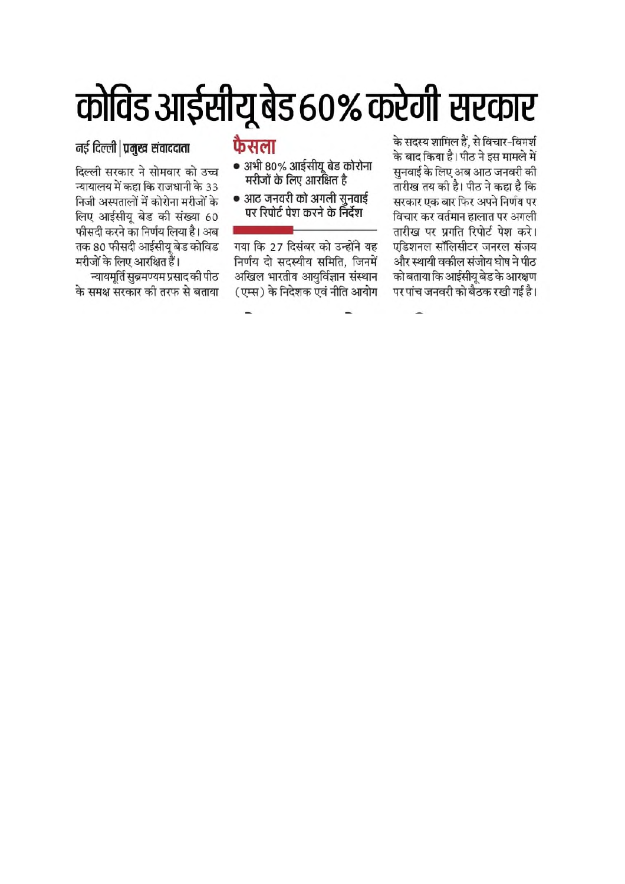# कोविड आईसीयू बेड 60% करेगी सरकार

**नई दिल्ली | प्रमुख संवाददाता**

दिल्ली सरकार ने सोमवार को उच्च न्यायालय में कहा कि राजधानी के 33 निजी अस्पतालों में कोरोना मरीजों के लिए आईसीयू बेड की संख्या 60 फीसदी करने का निर्णय लिया है। अब तक 80 फीसदी आईसीयू बेड कोविड मरीजों के लिए आरक्षित हैं।

न्यायमूर्ति सुब्रमण्यम प्रसाद की पीठ के समक्ष सरकार की तरफ से बताया गया कि 27 दिसंबर को उन्होंने यह निर्णय दो सदस्यीय समिति, जिनमें अखिल भारतीय आयुर्विज्ञान संस्थान (एम्स) के निदेशक एवं नीति आयोग के सदस्य शामिल हैं, से विचार-विमर्श के बाद किया है। पीठ ने इस मामले में सुनवाई के लिए अब आठ जनवरी की तारीख तय की है। पीठ ने कहा है कि सरकार एक बार फिर अपने निर्णय पर विचार कर वर्तमान हालात पर अगली तारीख पर प्रगति रिपोर्ट पेश करे। एडिशनल सॉलिसीटर जनरल संजय और स्थायी वकील संजोय घोष ने पीठ को बताया कि आईसीयू बेड के आरक्षण पर पांच जनवरी को बैठक रखी गई है।

## फैसला

- अभी 80% आईसीयू बेड कोरोना मरीजों के लिए आरक्षित है
- आठ जनवरी को अगली सुनवाई पर रिपोर्ट पेश करने के निर्देश